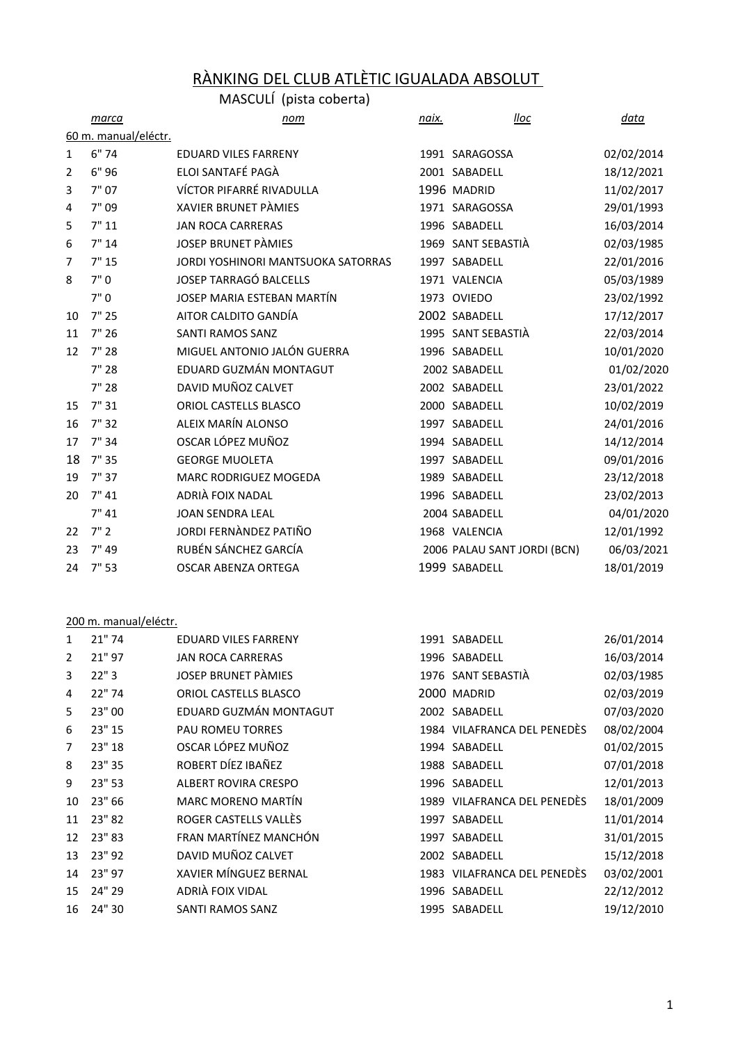# RÀNKING DEL CLUB ATLÈTIC IGUALADA ABSOLUT

## MASCULÍ (pista coberta)

### 60 m. manual/eléctr.

| | marca | nom | naix. | lloc | data |
|---|---|---|---|---|---|
| 1 | 6" 74 | EDUARD VILES FARRENY | 1991 | SARAGOSSA | 02/02/2014 |
| 2 | 6" 96 | ELOI SANTAFÉ PAGÀ | 2001 | SABADELL | 18/12/2021 |
| 3 | 7" 07 | VÍCTOR PIFARRÉ RIVADULLA | 1996 | MADRID | 11/02/2017 |
| 4 | 7" 09 | XAVIER BRUNET PÀMIES | 1971 | SARAGOSSA | 29/01/1993 |
| 5 | 7" 11 | JAN ROCA CARRERAS | 1996 | SABADELL | 16/03/2014 |
| 6 | 7" 14 | JOSEP BRUNET PÀMIES | 1969 | SANT SEBASTIÀ | 02/03/1985 |
| 7 | 7" 15 | JORDI YOSHINORI MANTSUOKA SATORRAS | 1997 | SABADELL | 22/01/2016 |
| 8 | 7" 0 | JOSEP TARRAGÓ BALCELLS | 1971 | VALENCIA | 05/03/1989 |
| | 7" 0 | JOSEP MARIA ESTEBAN MARTÍN | 1973 | OVIEDO | 23/02/1992 |
| 10 | 7" 25 | AITOR CALDITO GANDÍA | 2002 | SABADELL | 17/12/2017 |
| 11 | 7" 26 | SANTI RAMOS SANZ | 1995 | SANT SEBASTIÀ | 22/03/2014 |
| 12 | 7" 28 | MIGUEL ANTONIO JALÓN GUERRA | 1996 | SABADELL | 10/01/2020 |
| | 7" 28 | EDUARD GUZMÁN MONTAGUT | 2002 | SABADELL | 01/02/2020 |
| | 7" 28 | DAVID MUÑOZ CALVET | 2002 | SABADELL | 23/01/2022 |
| 15 | 7" 31 | ORIOL CASTELLS BLASCO | 2000 | SABADELL | 10/02/2019 |
| 16 | 7" 32 | ALEIX MARÍN ALONSO | 1997 | SABADELL | 24/01/2016 |
| 17 | 7" 34 | OSCAR LÓPEZ MUÑOZ | 1994 | SABADELL | 14/12/2014 |
| 18 | 7" 35 | GEORGE MUOLETA | 1997 | SABADELL | 09/01/2016 |
| 19 | 7" 37 | MARC RODRIGUEZ MOGEDA | 1989 | SABADELL | 23/12/2018 |
| 20 | 7" 41 | ADRIÀ FOIX NADAL | 1996 | SABADELL | 23/02/2013 |
| | 7" 41 | JOAN SENDRA LEAL | 2004 | SABADELL | 04/01/2020 |
| 22 | 7" 2 | JORDI FERNÀNDEZ PATIÑO | 1968 | VALENCIA | 12/01/1992 |
| 23 | 7" 49 | RUBÉN SÁNCHEZ GARCÍA | 2006 | PALAU SANT JORDI (BCN) | 06/03/2021 |
| 24 | 7" 53 | OSCAR ABENZA ORTEGA | 1999 | SABADELL | 18/01/2019 |

### 200 m. manual/eléctr.

| | marca | nom | naix. | lloc | data |
|---|---|---|---|---|---|
| 1 | 21" 74 | EDUARD VILES FARRENY | 1991 | SABADELL | 26/01/2014 |
| 2 | 21" 97 | JAN ROCA CARRERAS | 1996 | SABADELL | 16/03/2014 |
| 3 | 22" 3 | JOSEP BRUNET PÀMIES | 1976 | SANT SEBASTIÀ | 02/03/1985 |
| 4 | 22" 74 | ORIOL CASTELLS BLASCO | 2000 | MADRID | 02/03/2019 |
| 5 | 23" 00 | EDUARD GUZMÁN MONTAGUT | 2002 | SABADELL | 07/03/2020 |
| 6 | 23" 15 | PAU ROMEU TORRES | 1984 | VILAFRANCA DEL PENEDÈS | 08/02/2004 |
| 7 | 23" 18 | OSCAR LÓPEZ MUÑOZ | 1994 | SABADELL | 01/02/2015 |
| 8 | 23" 35 | ROBERT DÍEZ IBAÑEZ | 1988 | SABADELL | 07/01/2018 |
| 9 | 23" 53 | ALBERT ROVIRA CRESPO | 1996 | SABADELL | 12/01/2013 |
| 10 | 23" 66 | MARC MORENO MARTÍN | 1989 | VILAFRANCA DEL PENEDÈS | 18/01/2009 |
| 11 | 23" 82 | ROGER CASTELLS VALLÈS | 1997 | SABADELL | 11/01/2014 |
| 12 | 23" 83 | FRAN MARTÍNEZ MANCHÓN | 1997 | SABADELL | 31/01/2015 |
| 13 | 23" 92 | DAVID MUÑOZ CALVET | 2002 | SABADELL | 15/12/2018 |
| 14 | 23" 97 | XAVIER MÍNGUEZ BERNAL | 1983 | VILAFRANCA DEL PENEDÈS | 03/02/2001 |
| 15 | 24" 29 | ADRIÀ FOIX VIDAL | 1996 | SABADELL | 22/12/2012 |
| 16 | 24" 30 | SANTI RAMOS SANZ | 1995 | SABADELL | 19/12/2010 |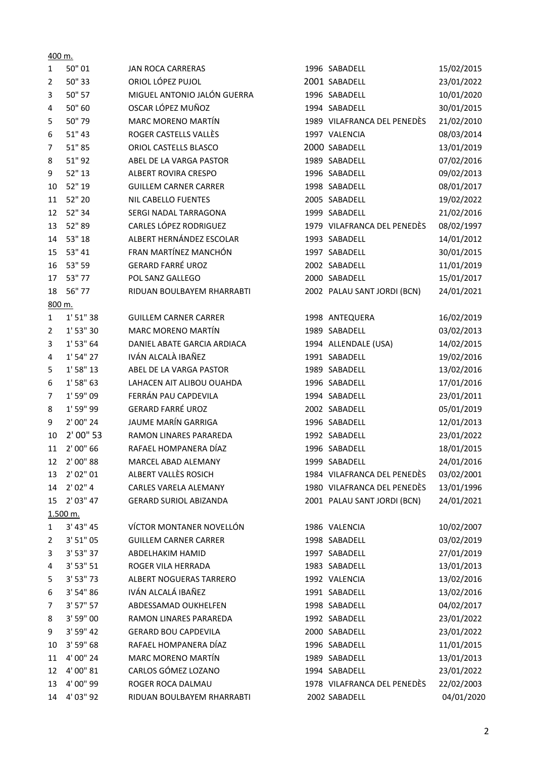400 m.

| | | | | | |
|---|---|---|---|---|---|
| 1 | 50" 01 | JAN ROCA CARRERAS | 1996 | SABADELL | 15/02/2015 |
| 2 | 50" 33 | ORIOL LÓPEZ PUJOL | 2001 | SABADELL | 23/01/2022 |
| 3 | 50" 57 | MIGUEL ANTONIO JALÓN GUERRA | 1996 | SABADELL | 10/01/2020 |
| 4 | 50" 60 | OSCAR LÓPEZ MUÑOZ | 1994 | SABADELL | 30/01/2015 |
| 5 | 50" 79 | MARC MORENO MARTÍN | 1989 | VILAFRANCA DEL PENEDÈS | 21/02/2010 |
| 6 | 51" 43 | ROGER CASTELLS VALLÈS | 1997 | VALENCIA | 08/03/2014 |
| 7 | 51" 85 | ORIOL CASTELLS BLASCO | 2000 | SABADELL | 13/01/2019 |
| 8 | 51" 92 | ABEL DE LA VARGA PASTOR | 1989 | SABADELL | 07/02/2016 |
| 9 | 52" 13 | ALBERT ROVIRA CRESPO | 1996 | SABADELL | 09/02/2013 |
| 10 | 52" 19 | GUILLEM CARNER CARRER | 1998 | SABADELL | 08/01/2017 |
| 11 | 52" 20 | NIL CABELLO FUENTES | 2005 | SABADELL | 19/02/2022 |
| 12 | 52" 34 | SERGI NADAL TARRAGONA | 1999 | SABADELL | 21/02/2016 |
| 13 | 52" 89 | CARLES LÓPEZ RODRIGUEZ | 1979 | VILAFRANCA DEL PENEDÈS | 08/02/1997 |
| 14 | 53" 18 | ALBERT HERNÁNDEZ ESCOLAR | 1993 | SABADELL | 14/01/2012 |
| 15 | 53" 41 | FRAN MARTÍNEZ MANCHÓN | 1997 | SABADELL | 30/01/2015 |
| 16 | 53" 59 | GERARD FARRÉ UROZ | 2002 | SABADELL | 11/01/2019 |
| 17 | 53" 77 | POL SANZ GALLEGO | 2000 | SABADELL | 15/01/2017 |
| 18 | 56" 77 | RIDUAN BOULBAYEM RHARRABTI | 2002 | PALAU SANT JORDI (BCN) | 24/01/2021 |

800 m.

| | | | | | |
|---|---|---|---|---|---|
| 1 | 1' 51" 38 | GUILLEM CARNER CARRER | 1998 | ANTEQUERA | 16/02/2019 |
| 2 | 1' 53" 30 | MARC MORENO MARTÍN | 1989 | SABADELL | 03/02/2013 |
| 3 | 1' 53" 64 | DANIEL ABATE GARCIA ARDIACA | 1994 | ALLENDALE (USA) | 14/02/2015 |
| 4 | 1' 54" 27 | IVÁN ALCALÀ IBAÑEZ | 1991 | SABADELL | 19/02/2016 |
| 5 | 1' 58" 13 | ABEL DE LA VARGA PASTOR | 1989 | SABADELL | 13/02/2016 |
| 6 | 1' 58" 63 | LAHACEN AIT ALIBOU OUAHDA | 1996 | SABADELL | 17/01/2016 |
| 7 | 1' 59" 09 | FERRÁN PAU CAPDEVILA | 1994 | SABADELL | 23/01/2011 |
| 8 | 1' 59" 99 | GERARD FARRÉ UROZ | 2002 | SABADELL | 05/01/2019 |
| 9 | 2' 00" 24 | JAUME MARÍN GARRIGA | 1996 | SABADELL | 12/01/2013 |
| 10 | 2' 00" 53 | RAMON LINARES PARAREDA | 1992 | SABADELL | 23/01/2022 |
| 11 | 2' 00" 66 | RAFAEL HOMPANERA DÍAZ | 1996 | SABADELL | 18/01/2015 |
| 12 | 2' 00" 88 | MARCEL ABAD ALEMANY | 1999 | SABADELL | 24/01/2016 |
| 13 | 2' 02" 01 | ALBERT VALLÈS ROSICH | 1984 | VILAFRANCA DEL PENEDÈS | 03/02/2001 |
| 14 | 2' 02" 4 | CARLES VARELA ALEMANY | 1980 | VILAFRANCA DEL PENEDÈS | 13/01/1996 |
| 15 | 2' 03" 47 | GERARD SURIOL ABIZANDA | 2001 | PALAU SANT JORDI (BCN) | 24/01/2021 |

1.500 m.

| | | | | | |
|---|---|---|---|---|---|
| 1 | 3' 43" 45 | VÍCTOR MONTANER NOVELLÓN | 1986 | VALENCIA | 10/02/2007 |
| 2 | 3' 51" 05 | GUILLEM CARNER CARRER | 1998 | SABADELL | 03/02/2019 |
| 3 | 3' 53" 37 | ABDELHAKIM HAMID | 1997 | SABADELL | 27/01/2019 |
| 4 | 3' 53" 51 | ROGER VILA HERRADA | 1983 | SABADELL | 13/01/2013 |
| 5 | 3' 53" 73 | ALBERT NOGUERAS TARRERO | 1992 | VALENCIA | 13/02/2016 |
| 6 | 3' 54" 86 | IVÁN ALCALÁ IBAÑEZ | 1991 | SABADELL | 13/02/2016 |
| 7 | 3' 57" 57 | ABDESSAMAD OUKHELFEN | 1998 | SABADELL | 04/02/2017 |
| 8 | 3' 59" 00 | RAMON LINARES PARAREDA | 1992 | SABADELL | 23/01/2022 |
| 9 | 3' 59" 42 | GERARD BOU CAPDEVILA | 2000 | SABADELL | 23/01/2022 |
| 10 | 3' 59" 68 | RAFAEL HOMPANERA DÍAZ | 1996 | SABADELL | 11/01/2015 |
| 11 | 4' 00" 24 | MARC MORENO MARTÍN | 1989 | SABADELL | 13/01/2013 |
| 12 | 4' 00" 81 | CARLOS GÓMEZ LOZANO | 1994 | SABADELL | 23/01/2022 |
| 13 | 4' 00" 99 | ROGER ROCA DALMAU | 1978 | VILAFRANCA DEL PENEDÈS | 22/02/2003 |
| 14 | 4' 03" 92 | RIDUAN BOULBAYEM RHARRABTI | 2002 | SABADELL | 04/01/2020 |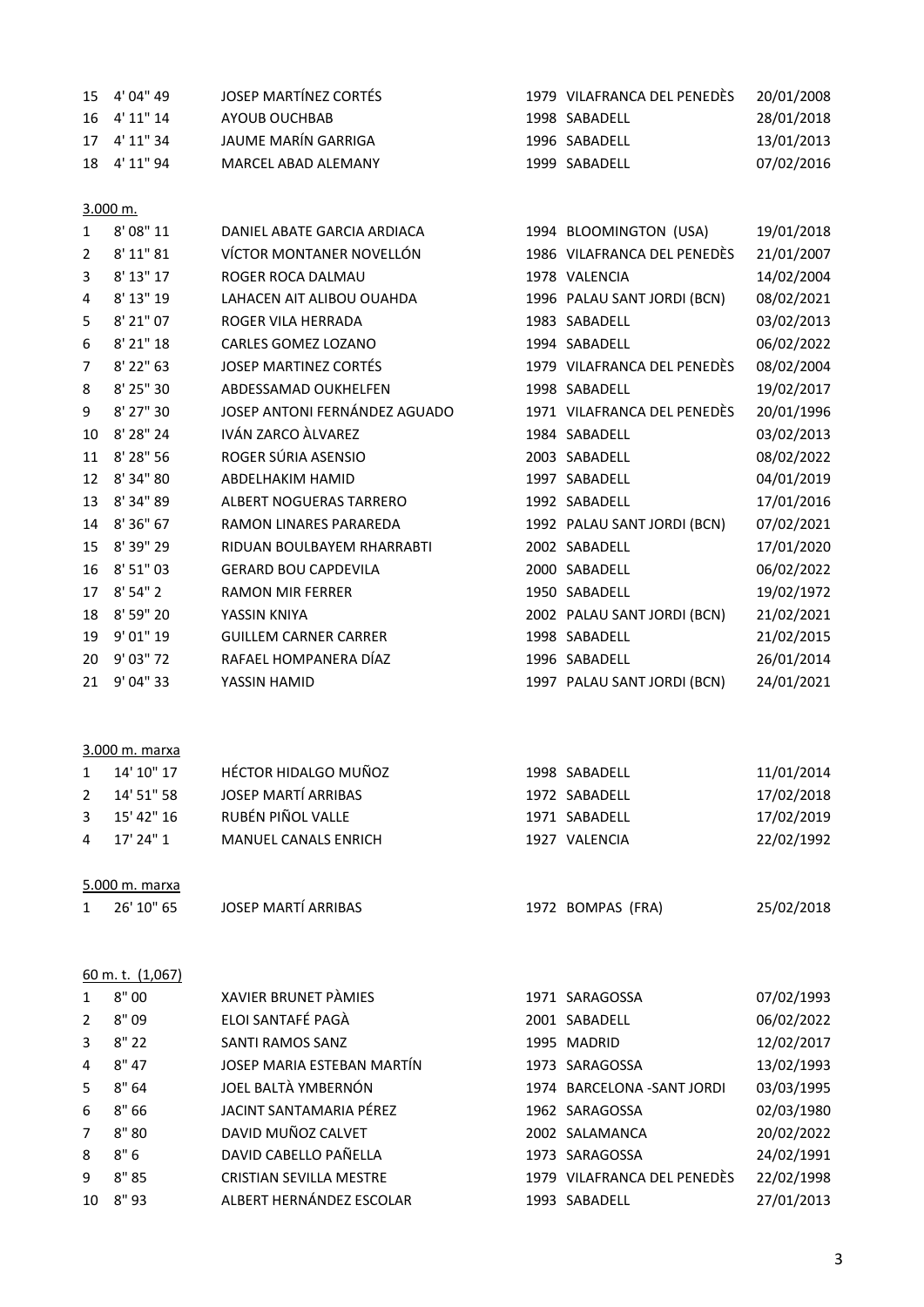| | | | | | |
|---|---|---|---|---|---|
| 15 | 4' 04" 49 | JOSEP MARTÍNEZ CORTÉS | 1979 | VILAFRANCA DEL PENEDÈS | 20/01/2008 |
| 16 | 4' 11" 14 | AYOUB OUCHBAB | 1998 | SABADELL | 28/01/2018 |
| 17 | 4' 11" 34 | JAUME MARÍN GARRIGA | 1996 | SABADELL | 13/01/2013 |
| 18 | 4' 11" 94 | MARCEL ABAD ALEMANY | 1999 | SABADELL | 07/02/2016 |

3.000 m.

| | | | | | |
|---|---|---|---|---|---|
| 1 | 8' 08" 11 | DANIEL ABATE GARCIA ARDIACA | 1994 | BLOOMINGTON (USA) | 19/01/2018 |
| 2 | 8' 11" 81 | VÍCTOR MONTANER NOVELLÓN | 1986 | VILAFRANCA DEL PENEDÈS | 21/01/2007 |
| 3 | 8' 13" 17 | ROGER ROCA DALMAU | 1978 | VALENCIA | 14/02/2004 |
| 4 | 8' 13" 19 | LAHACEN AIT ALIBOU OUAHDA | 1996 | PALAU SANT JORDI (BCN) | 08/02/2021 |
| 5 | 8' 21" 07 | ROGER VILA HERRADA | 1983 | SABADELL | 03/02/2013 |
| 6 | 8' 21" 18 | CARLES GOMEZ LOZANO | 1994 | SABADELL | 06/02/2022 |
| 7 | 8' 22" 63 | JOSEP MARTINEZ CORTÉS | 1979 | VILAFRANCA DEL PENEDÈS | 08/02/2004 |
| 8 | 8' 25" 30 | ABDESSAMAD OUKHELFEN | 1998 | SABADELL | 19/02/2017 |
| 9 | 8' 27" 30 | JOSEP ANTONI FERNÁNDEZ AGUADO | 1971 | VILAFRANCA DEL PENEDÈS | 20/01/1996 |
| 10 | 8' 28" 24 | IVÁN ZARCO ÀLVAREZ | 1984 | SABADELL | 03/02/2013 |
| 11 | 8' 28" 56 | ROGER SÚRIA ASENSIO | 2003 | SABADELL | 08/02/2022 |
| 12 | 8' 34" 80 | ABDELHAKIM HAMID | 1997 | SABADELL | 04/01/2019 |
| 13 | 8' 34" 89 | ALBERT NOGUERAS TARRERO | 1992 | SABADELL | 17/01/2016 |
| 14 | 8' 36" 67 | RAMON LINARES PARAREDA | 1992 | PALAU SANT JORDI (BCN) | 07/02/2021 |
| 15 | 8' 39" 29 | RIDUAN BOULBAYEM RHARRABTI | 2002 | SABADELL | 17/01/2020 |
| 16 | 8' 51" 03 | GERARD BOU CAPDEVILA | 2000 | SABADELL | 06/02/2022 |
| 17 | 8' 54" 2 | RAMON MIR FERRER | 1950 | SABADELL | 19/02/1972 |
| 18 | 8' 59" 20 | YASSIN KNIYA | 2002 | PALAU SANT JORDI (BCN) | 21/02/2021 |
| 19 | 9' 01" 19 | GUILLEM CARNER CARRER | 1998 | SABADELL | 21/02/2015 |
| 20 | 9' 03" 72 | RAFAEL HOMPANERA DÍAZ | 1996 | SABADELL | 26/01/2014 |
| 21 | 9' 04" 33 | YASSIN HAMID | 1997 | PALAU SANT JORDI (BCN) | 24/01/2021 |

3.000 m. marxa

| | | | | | |
|---|---|---|---|---|---|
| 1 | 14' 10" 17 | HÉCTOR HIDALGO MUÑOZ | 1998 | SABADELL | 11/01/2014 |
| 2 | 14' 51" 58 | JOSEP MARTÍ ARRIBAS | 1972 | SABADELL | 17/02/2018 |
| 3 | 15' 42" 16 | RUBÉN PIÑOL VALLE | 1971 | SABADELL | 17/02/2019 |
| 4 | 17' 24" 1 | MANUEL CANALS ENRICH | 1927 | VALENCIA | 22/02/1992 |

5.000 m. marxa

| | | | | | |
|---|---|---|---|---|---|
| 1 | 26' 10" 65 | JOSEP MARTÍ ARRIBAS | 1972 | BOMPAS (FRA) | 25/02/2018 |

60 m. t. (1,067)

| | | | | | |
|---|---|---|---|---|---|
| 1 | 8" 00 | XAVIER BRUNET PÀMIES | 1971 | SARAGOSSA | 07/02/1993 |
| 2 | 8" 09 | ELOI SANTAFÉ PAGÀ | 2001 | SABADELL | 06/02/2022 |
| 3 | 8" 22 | SANTI RAMOS SANZ | 1995 | MADRID | 12/02/2017 |
| 4 | 8" 47 | JOSEP MARIA ESTEBAN MARTÍN | 1973 | SARAGOSSA | 13/02/1993 |
| 5 | 8" 64 | JOEL BALTÀ YMBERNÓN | 1974 | BARCELONA -SANT JORDI | 03/03/1995 |
| 6 | 8" 66 | JACINT SANTAMARIA PÉREZ | 1962 | SARAGOSSA | 02/03/1980 |
| 7 | 8" 80 | DAVID MUÑOZ CALVET | 2002 | SALAMANCA | 20/02/2022 |
| 8 | 8" 6 | DAVID CABELLO PAÑELLA | 1973 | SARAGOSSA | 24/02/1991 |
| 9 | 8" 85 | CRISTIAN SEVILLA MESTRE | 1979 | VILAFRANCA DEL PENEDÈS | 22/02/1998 |
| 10 | 8" 93 | ALBERT HERNÁNDEZ ESCOLAR | 1993 | SABADELL | 27/01/2013 |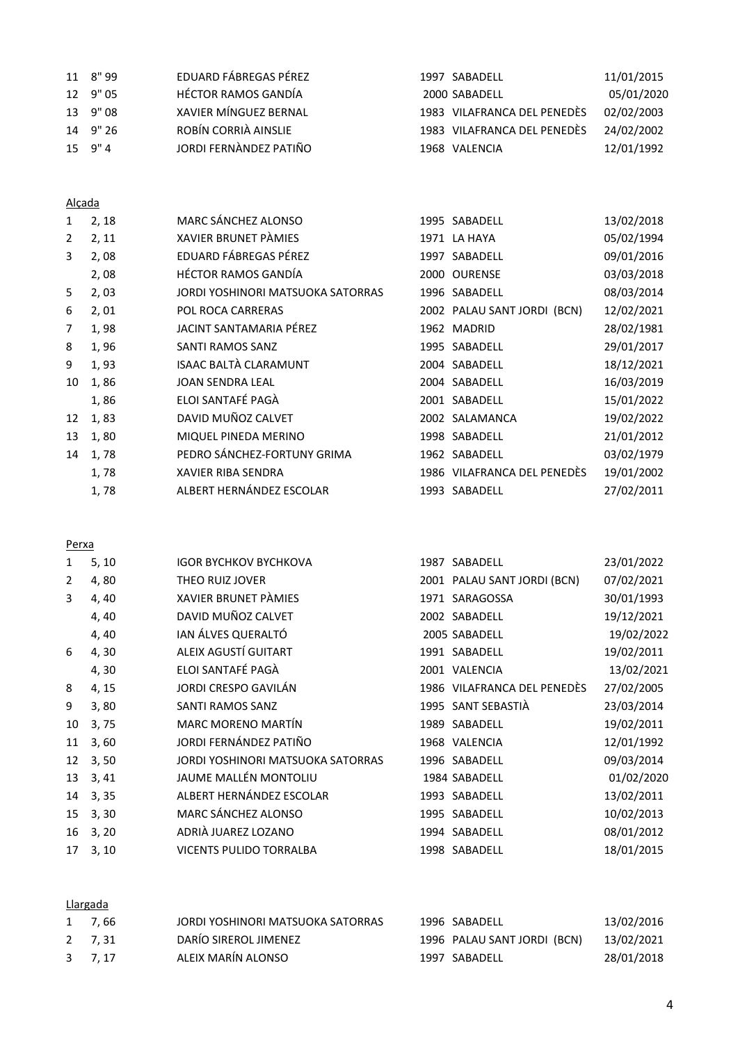| | | | | | |
|---|---|---|---|---|---|
| 11 | 8" 99 | EDUARD FÁBREGAS PÉREZ | 1997 | SABADELL | 11/01/2015 |
| 12 | 9" 05 | HÉCTOR RAMOS GANDÍA | 2000 | SABADELL | 05/01/2020 |
| 13 | 9" 08 | XAVIER MÍNGUEZ BERNAL | 1983 | VILAFRANCA DEL PENEDÈS | 02/02/2003 |
| 14 | 9" 26 | ROBÍN CORRIÀ AINSLIE | 1983 | VILAFRANCA DEL PENEDÈS | 24/02/2002 |
| 15 | 9" 4 | JORDI FERNÀNDEZ PATIÑO | 1968 | VALENCIA | 12/01/1992 |

Alçada

| | | | | | |
|---|---|---|---|---|---|
| 1 | 2, 18 | MARC SÁNCHEZ ALONSO | 1995 | SABADELL | 13/02/2018 |
| 2 | 2, 11 | XAVIER BRUNET PÀMIES | 1971 | LA HAYA | 05/02/1994 |
| 3 | 2, 08 | EDUARD FÁBREGAS PÉREZ | 1997 | SABADELL | 09/01/2016 |
| | 2, 08 | HÉCTOR RAMOS GANDÍA | 2000 | OURENSE | 03/03/2018 |
| 5 | 2, 03 | JORDI YOSHINORI MATSUOKA SATORRAS | 1996 | SABADELL | 08/03/2014 |
| 6 | 2, 01 | POL ROCA CARRERAS | 2002 | PALAU SANT JORDI (BCN) | 12/02/2021 |
| 7 | 1, 98 | JACINT SANTAMARIA PÉREZ | 1962 | MADRID | 28/02/1981 |
| 8 | 1, 96 | SANTI RAMOS SANZ | 1995 | SABADELL | 29/01/2017 |
| 9 | 1, 93 | ISAAC BALTÀ CLARAMUNT | 2004 | SABADELL | 18/12/2021 |
| 10 | 1, 86 | JOAN SENDRA LEAL | 2004 | SABADELL | 16/03/2019 |
| | 1, 86 | ELOI SANTAFÉ PAGÀ | 2001 | SABADELL | 15/01/2022 |
| 12 | 1, 83 | DAVID MUÑOZ CALVET | 2002 | SALAMANCA | 19/02/2022 |
| 13 | 1, 80 | MIQUEL PINEDA MERINO | 1998 | SABADELL | 21/01/2012 |
| 14 | 1, 78 | PEDRO SÁNCHEZ-FORTUNY GRIMA | 1962 | SABADELL | 03/02/1979 |
| | 1, 78 | XAVIER RIBA SENDRA | 1986 | VILAFRANCA DEL PENEDÈS | 19/01/2002 |
| | 1, 78 | ALBERT HERNÁNDEZ ESCOLAR | 1993 | SABADELL | 27/02/2011 |

Perxa

| | | | | | |
|---|---|---|---|---|---|
| 1 | 5, 10 | IGOR BYCHKOV BYCHKOVA | 1987 | SABADELL | 23/01/2022 |
| 2 | 4, 80 | THEO RUIZ JOVER | 2001 | PALAU SANT JORDI (BCN) | 07/02/2021 |
| 3 | 4, 40 | XAVIER BRUNET PÀMIES | 1971 | SARAGOSSA | 30/01/1993 |
| | 4, 40 | DAVID MUÑOZ CALVET | 2002 | SABADELL | 19/12/2021 |
| | 4, 40 | IAN ÁLVES QUERALTÓ | 2005 | SABADELL | 19/02/2022 |
| 6 | 4, 30 | ALEIX AGUSTÍ GUITART | 1991 | SABADELL | 19/02/2011 |
| | 4, 30 | ELOI SANTAFÉ PAGÀ | 2001 | VALENCIA | 13/02/2021 |
| 8 | 4, 15 | JORDI CRESPO GAVILÁN | 1986 | VILAFRANCA DEL PENEDÈS | 27/02/2005 |
| 9 | 3, 80 | SANTI RAMOS SANZ | 1995 | SANT SEBASTIÀ | 23/03/2014 |
| 10 | 3, 75 | MARC MORENO MARTÍN | 1989 | SABADELL | 19/02/2011 |
| 11 | 3, 60 | JORDI FERNÁNDEZ PATIÑO | 1968 | VALENCIA | 12/01/1992 |
| 12 | 3, 50 | JORDI YOSHINORI MATSUOKA SATORRAS | 1996 | SABADELL | 09/03/2014 |
| 13 | 3, 41 | JAUME MALLÉN MONTOLIU | 1984 | SABADELL | 01/02/2020 |
| 14 | 3, 35 | ALBERT HERNÁNDEZ ESCOLAR | 1993 | SABADELL | 13/02/2011 |
| 15 | 3, 30 | MARC SÁNCHEZ ALONSO | 1995 | SABADELL | 10/02/2013 |
| 16 | 3, 20 | ADRIÀ JUAREZ LOZANO | 1994 | SABADELL | 08/01/2012 |
| 17 | 3, 10 | VICENTS PULIDO TORRALBA | 1998 | SABADELL | 18/01/2015 |

Llargada

| | | | | | |
|---|---|---|---|---|---|
| 1 | 7, 66 | JORDI YOSHINORI MATSUOKA SATORRAS | 1996 | SABADELL | 13/02/2016 |
| 2 | 7, 31 | DARÍO SIREROL JIMENEZ | 1996 | PALAU SANT JORDI (BCN) | 13/02/2021 |
| 3 | 7, 17 | ALEIX MARÍN ALONSO | 1997 | SABADELL | 28/01/2018 |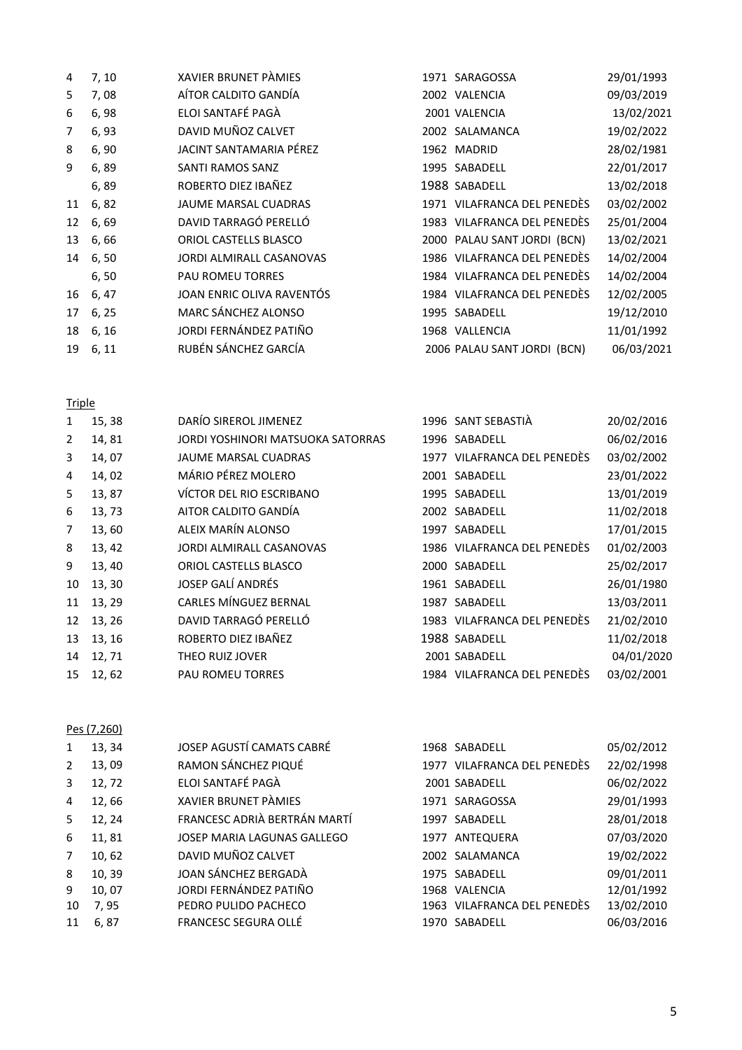| | | | | | |
|---|---|---|---|---|---|
| 4 | 7, 10 | XAVIER BRUNET PÀMIES | 1971 | SARAGOSSA | 29/01/1993 |
| 5 | 7, 08 | AÍTOR CALDITO GANDÍA | 2002 | VALENCIA | 09/03/2019 |
| 6 | 6, 98 | ELOI SANTAFÉ PAGÀ | 2001 | VALENCIA | 13/02/2021 |
| 7 | 6, 93 | DAVID MUÑOZ CALVET | 2002 | SALAMANCA | 19/02/2022 |
| 8 | 6, 90 | JACINT SANTAMARIA PÉREZ | 1962 | MADRID | 28/02/1981 |
| 9 | 6, 89 | SANTI RAMOS SANZ | 1995 | SABADELL | 22/01/2017 |
| | 6, 89 | ROBERTO DIEZ IBAÑEZ | 1988 | SABADELL | 13/02/2018 |
| 11 | 6, 82 | JAUME MARSAL CUADRAS | 1971 | VILAFRANCA DEL PENEDÈS | 03/02/2002 |
| 12 | 6, 69 | DAVID TARRAGÓ PERELLÓ | 1983 | VILAFRANCA DEL PENEDÈS | 25/01/2004 |
| 13 | 6, 66 | ORIOL CASTELLS BLASCO | 2000 | PALAU SANT JORDI (BCN) | 13/02/2021 |
| 14 | 6, 50 | JORDI ALMIRALL CASANOVAS | 1986 | VILAFRANCA DEL PENEDÈS | 14/02/2004 |
| | 6, 50 | PAU ROMEU TORRES | 1984 | VILAFRANCA DEL PENEDÈS | 14/02/2004 |
| 16 | 6, 47 | JOAN ENRIC OLIVA RAVENTÓS | 1984 | VILAFRANCA DEL PENEDÈS | 12/02/2005 |
| 17 | 6, 25 | MARC SÁNCHEZ ALONSO | 1995 | SABADELL | 19/12/2010 |
| 18 | 6, 16 | JORDI FERNÁNDEZ PATIÑO | 1968 | VALLENCIA | 11/01/1992 |
| 19 | 6, 11 | RUBÉN SÁNCHEZ GARCÍA | 2006 | PALAU SANT JORDI (BCN) | 06/03/2021 |

Triple

| | | | | | |
|---|---|---|---|---|---|
| 1 | 15, 38 | DARÍO SIREROL JIMENEZ | 1996 | SANT SEBASTIÀ | 20/02/2016 |
| 2 | 14, 81 | JORDI YOSHINORI MATSUOKA SATORRAS | 1996 | SABADELL | 06/02/2016 |
| 3 | 14, 07 | JAUME MARSAL CUADRAS | 1977 | VILAFRANCA DEL PENEDÈS | 03/02/2002 |
| 4 | 14, 02 | MÁRIO PÉREZ MOLERO | 2001 | SABADELL | 23/01/2022 |
| 5 | 13, 87 | VÍCTOR DEL RIO ESCRIBANO | 1995 | SABADELL | 13/01/2019 |
| 6 | 13, 73 | AITOR CALDITO GANDÍA | 2002 | SABADELL | 11/02/2018 |
| 7 | 13, 60 | ALEIX MARÍN ALONSO | 1997 | SABADELL | 17/01/2015 |
| 8 | 13, 42 | JORDI ALMIRALL CASANOVAS | 1986 | VILAFRANCA DEL PENEDÈS | 01/02/2003 |
| 9 | 13, 40 | ORIOL CASTELLS BLASCO | 2000 | SABADELL | 25/02/2017 |
| 10 | 13, 30 | JOSEP GALÍ ANDRÉS | 1961 | SABADELL | 26/01/1980 |
| 11 | 13, 29 | CARLES MÍNGUEZ BERNAL | 1987 | SABADELL | 13/03/2011 |
| 12 | 13, 26 | DAVID TARRAGÓ PERELLÓ | 1983 | VILAFRANCA DEL PENEDÈS | 21/02/2010 |
| 13 | 13, 16 | ROBERTO DIEZ IBAÑEZ | 1988 | SABADELL | 11/02/2018 |
| 14 | 12, 71 | THEO RUIZ JOVER | 2001 | SABADELL | 04/01/2020 |
| 15 | 12, 62 | PAU ROMEU TORRES | 1984 | VILAFRANCA DEL PENEDÈS | 03/02/2001 |

Pes (7,260)

| | | | | | |
|---|---|---|---|---|---|
| 1 | 13, 34 | JOSEP AGUSTÍ CAMATS CABRÉ | 1968 | SABADELL | 05/02/2012 |
| 2 | 13, 09 | RAMON SÁNCHEZ PIQUÉ | 1977 | VILAFRANCA DEL PENEDÈS | 22/02/1998 |
| 3 | 12, 72 | ELOI SANTAFÉ PAGÀ | 2001 | SABADELL | 06/02/2022 |
| 4 | 12, 66 | XAVIER BRUNET PÀMIES | 1971 | SARAGOSSA | 29/01/1993 |
| 5 | 12, 24 | FRANCESC ADRIÀ BERTRÁN MARTÍ | 1997 | SABADELL | 28/01/2018 |
| 6 | 11, 81 | JOSEP MARIA LAGUNAS GALLEGO | 1977 | ANTEQUERA | 07/03/2020 |
| 7 | 10, 62 | DAVID MUÑOZ CALVET | 2002 | SALAMANCA | 19/02/2022 |
| 8 | 10, 39 | JOAN SÁNCHEZ BERGADÀ | 1975 | SABADELL | 09/01/2011 |
| 9 | 10, 07 | JORDI FERNÁNDEZ PATIÑO | 1968 | VALENCIA | 12/01/1992 |
| 10 | 7, 95 | PEDRO PULIDO PACHECO | 1963 | VILAFRANCA DEL PENEDÈS | 13/02/2010 |
| 11 | 6, 87 | FRANCESC SEGURA OLLÉ | 1970 | SABADELL | 06/03/2016 |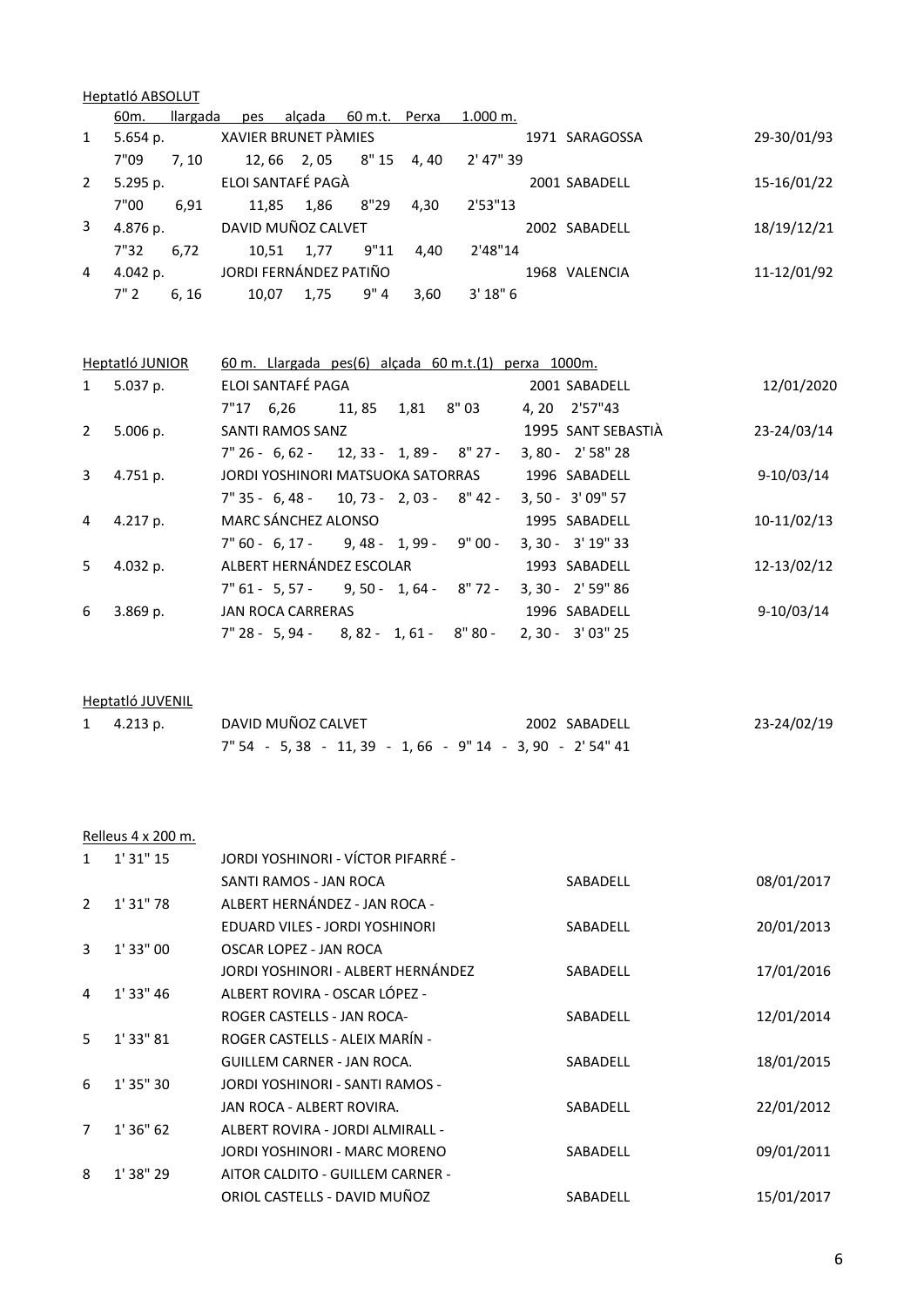## Heptatló ABSOLUT

| | 60m. llargada pes alçada 60 m.t. Perxa 1.000 m. | | | |
|---|---|---|---|---|
| 1 | 5.654 p. | XAVIER BRUNET PÀMIES | 1971 SARAGOSSA | 29-30/01/93 |
| | 7"09 7, 10 12, 66 2, 05 8" 15 4, 40 2' 47" 39 | | | |
| 2 | 5.295 p. | ELOI SANTAFÉ PAGÀ | 2001 SABADELL | 15-16/01/22 |
| | 7"00 6,91 11,85 1,86 8"29 4,30 2'53"13 | | | |
| 3 | 4.876 p. | DAVID MUÑOZ CALVET | 2002 SABADELL | 18/19/12/21 |
| | 7"32 6,72 10,51 1,77 9"11 4,40 2'48"14 | | | |
| 4 | 4.042 p. | JORDI FERNÁNDEZ PATIÑO | 1968 VALENCIA | 11-12/01/92 |
| | 7" 2 6, 16 10,07 1,75 9" 4 3,60 3' 18" 6 | | | |

## Heptatló JUNIOR

60 m. Llargada pes(6) alçada 60 m.t.(1) perxa 1000m.

| | | | | |
|---|---|---|---|---|
| 1 | 5.037 p. | ELOI SANTAFÉ PAGA | 2001 SABADELL | 12/01/2020 |
| | | 7"17 6,26 11, 85 1,81 8" 03 4, 20 2'57"43 | | |
| 2 | 5.006 p. | SANTI RAMOS SANZ | 1995 SANT SEBASTIÀ | 23-24/03/14 |
| | | 7" 26 - 6, 62 - 12, 33 - 1, 89 - 8" 27 - 3, 80 - 2' 58" 28 | | |
| 3 | 4.751 p. | JORDI YOSHINORI MATSUOKA SATORRAS | 1996 SABADELL | 9-10/03/14 |
| | | 7" 35 - 6, 48 - 10, 73 - 2, 03 - 8" 42 - 3, 50 - 3' 09" 57 | | |
| 4 | 4.217 p. | MARC SÁNCHEZ ALONSO | 1995 SABADELL | 10-11/02/13 |
| | | 7" 60 - 6, 17 - 9, 48 - 1, 99 - 9" 00 - 3, 30 - 3' 19" 33 | | |
| 5 | 4.032 p. | ALBERT HERNÁNDEZ ESCOLAR | 1993 SABADELL | 12-13/02/12 |
| | | 7" 61 - 5, 57 - 9, 50 - 1, 64 - 8" 72 - 3, 30 - 2' 59" 86 | | |
| 6 | 3.869 p. | JAN ROCA CARRERAS | 1996 SABADELL | 9-10/03/14 |
| | | 7" 28 - 5, 94 - 8, 82 - 1, 61 - 8" 80 - 2, 30 - 3' 03" 25 | | |

## Heptatló JUVENIL

| | | | | |
|---|---|---|---|---|
| 1 | 4.213 p. | DAVID MUÑOZ CALVET | 2002 SABADELL | 23-24/02/19 |
| | | 7" 54 - 5, 38 - 11, 39 - 1, 66 - 9" 14 - 3, 90 - 2' 54" 41 | | |

## Relleus 4 x 200 m.

| | | | | |
|---|---|---|---|---|
| 1 | 1' 31" 15 | JORDI YOSHINORI - VÍCTOR PIFARRÉ - SANTI RAMOS - JAN ROCA | SABADELL | 08/01/2017 |
| 2 | 1' 31" 78 | ALBERT HERNÁNDEZ - JAN ROCA - EDUARD VILES - JORDI YOSHINORI | SABADELL | 20/01/2013 |
| 3 | 1' 33" 00 | OSCAR LOPEZ - JAN ROCA JORDI YOSHINORI - ALBERT HERNÁNDEZ | SABADELL | 17/01/2016 |
| 4 | 1' 33" 46 | ALBERT ROVIRA - OSCAR LÓPEZ - ROGER CASTELLS - JAN ROCA- | SABADELL | 12/01/2014 |
| 5 | 1' 33" 81 | ROGER CASTELLS - ALEIX MARÍN - GUILLEM CARNER - JAN ROCA. | SABADELL | 18/01/2015 |
| 6 | 1' 35" 30 | JORDI YOSHINORI - SANTI RAMOS - JAN ROCA - ALBERT ROVIRA. | SABADELL | 22/01/2012 |
| 7 | 1' 36" 62 | ALBERT ROVIRA - JORDI ALMIRALL - JORDI YOSHINORI - MARC MORENO | SABADELL | 09/01/2011 |
| 8 | 1' 38" 29 | AITOR CALDITO - GUILLEM CARNER - ORIOL CASTELLS - DAVID MUÑOZ | SABADELL | 15/01/2017 |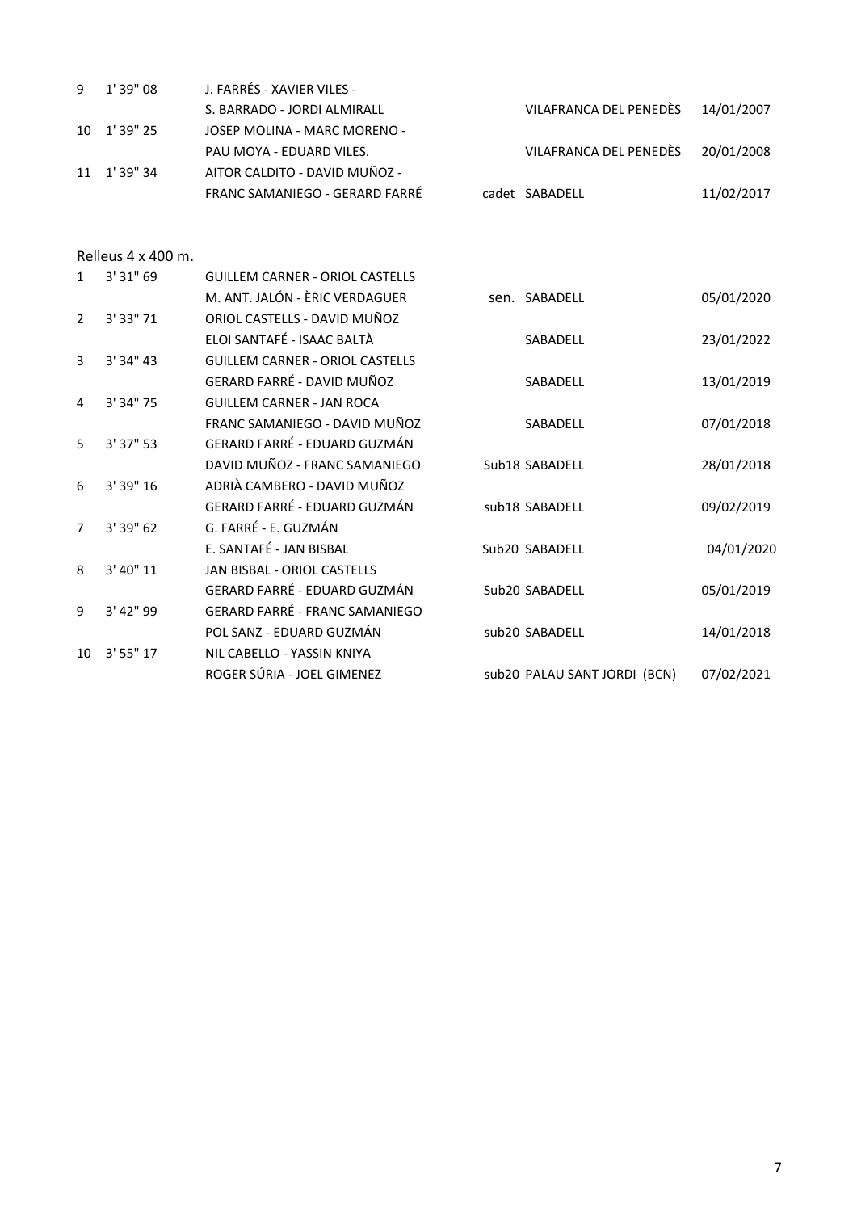| | | | | | |
|---|---|---|---|---|---|
| 9 | 1' 39" 08 | J. FARRÉS - XAVIER VILES - S. BARRADO - JORDI ALMIRALL | | VILAFRANCA DEL PENEDÈS | 14/01/2007 |
| 10 | 1' 39" 25 | JOSEP MOLINA - MARC MORENO - PAU MOYA - EDUARD VILES. | | VILAFRANCA DEL PENEDÈS | 20/01/2008 |
| 11 | 1' 39" 34 | AITOR CALDITO - DAVID MUÑOZ - FRANC SAMANIEGO - GERARD FARRÉ | cadet | SABADELL | 11/02/2017 |

Relleus 4 x 400 m.

| | | | | | |
|---|---|---|---|---|---|
| 1 | 3' 31" 69 | GUILLEM CARNER - ORIOL CASTELLS M. ANT. JALÓN - ÈRIC VERDAGUER | sen. | SABADELL | 05/01/2020 |
| 2 | 3' 33" 71 | ORIOL CASTELLS - DAVID MUÑOZ ELOI SANTAFÉ - ISAAC BALTÀ | | SABADELL | 23/01/2022 |
| 3 | 3' 34" 43 | GUILLEM CARNER - ORIOL CASTELLS GERARD FARRÉ - DAVID MUÑOZ | | SABADELL | 13/01/2019 |
| 4 | 3' 34" 75 | GUILLEM CARNER - JAN ROCA FRANC SAMANIEGO - DAVID MUÑOZ | | SABADELL | 07/01/2018 |
| 5 | 3' 37" 53 | GERARD FARRÉ - EDUARD GUZMÁN DAVID MUÑOZ - FRANC SAMANIEGO | Sub18 | SABADELL | 28/01/2018 |
| 6 | 3' 39" 16 | ADRIÀ CAMBERO - DAVID MUÑOZ GERARD FARRÉ - EDUARD GUZMÁN | sub18 | SABADELL | 09/02/2019 |
| 7 | 3' 39" 62 | G. FARRÉ - E. GUZMÁN E. SANTAFÉ - JAN BISBAL | Sub20 | SABADELL | 04/01/2020 |
| 8 | 3' 40" 11 | JAN BISBAL - ORIOL CASTELLS GERARD FARRÉ - EDUARD GUZMÁN | Sub20 | SABADELL | 05/01/2019 |
| 9 | 3' 42" 99 | GERARD FARRÉ - FRANC SAMANIEGO POL SANZ - EDUARD GUZMÁN | sub20 | SABADELL | 14/01/2018 |
| 10 | 3' 55" 17 | NIL CABELLO - YASSIN KNIYA ROGER SÚRIA - JOEL GIMENEZ | sub20 | PALAU SANT JORDI (BCN) | 07/02/2021 |